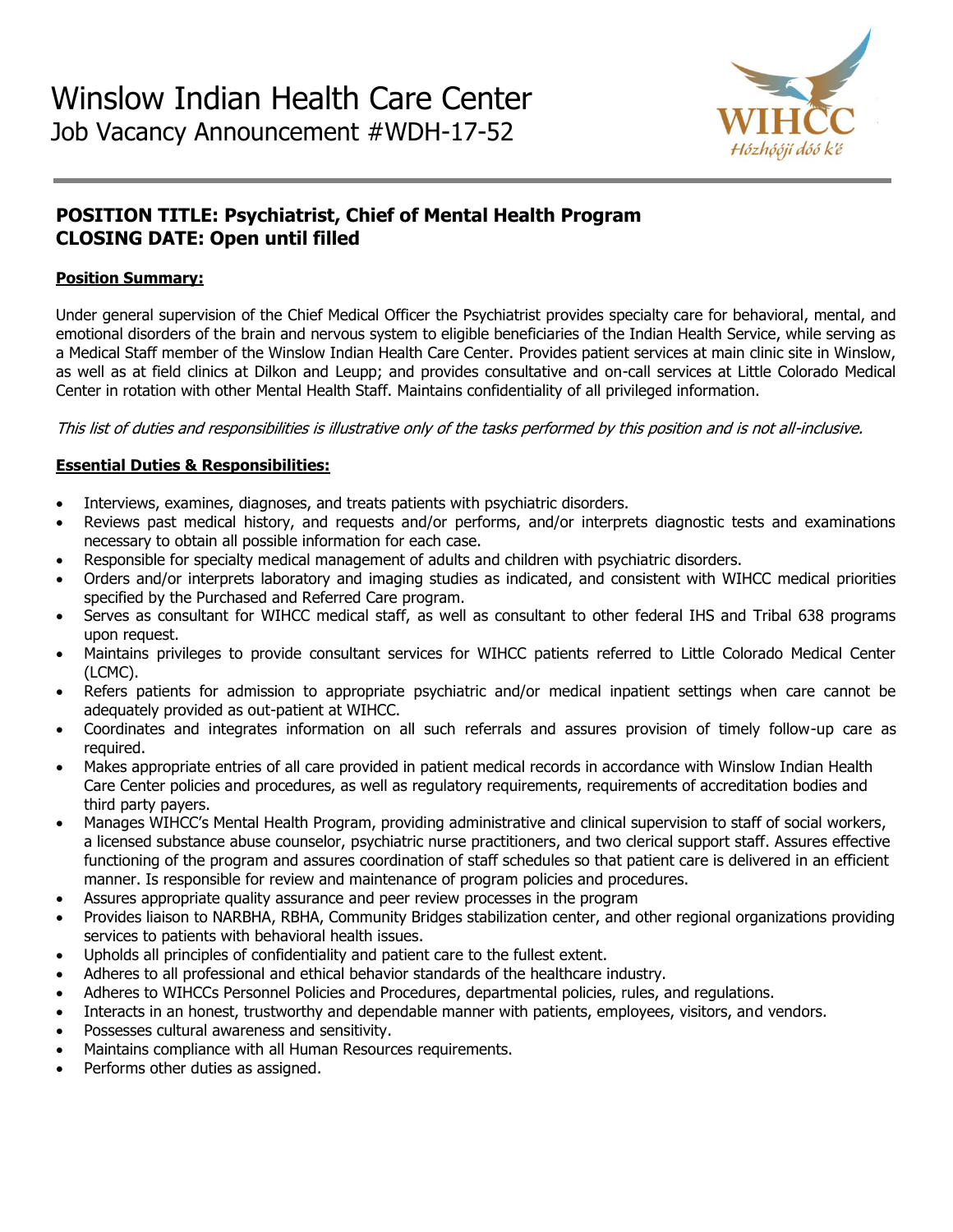# Winslow Indian Health Care Center

## Job Vacancy Announcement #WDH-17-52

WIHCC
*Hózhóójí dóó k'é*

**POSITION TITLE: Psychiatrist, Chief of Mental Health Program**
**CLOSING DATE: Open until filled**

**Position Summary:**

Under general supervision of the Chief Medical Officer the Psychiatrist provides specialty care for behavioral, mental, and emotional disorders of the brain and nervous system to eligible beneficiaries of the Indian Health Service, while serving as a Medical Staff member of the Winslow Indian Health Care Center. Provides patient services at main clinic site in Winslow, as well as at field clinics at Dilkon and Leupp; and provides consultative and on-call services at Little Colorado Medical Center in rotation with other Mental Health Staff. Maintains confidentiality of all privileged information.

*This list of duties and responsibilities is illustrative only of the tasks performed by this position and is not all-inclusive.*

**Essential Duties & Responsibilities:**

- Interviews, examines, diagnoses, and treats patients with psychiatric disorders.
- Reviews past medical history, and requests and/or performs, and/or interprets diagnostic tests and examinations necessary to obtain all possible information for each case.
- Responsible for specialty medical management of adults and children with psychiatric disorders.
- Orders and/or interprets laboratory and imaging studies as indicated, and consistent with WIHCC medical priorities specified by the Purchased and Referred Care program.
- Serves as consultant for WIHCC medical staff, as well as consultant to other federal IHS and Tribal 638 programs upon request.
- Maintains privileges to provide consultant services for WIHCC patients referred to Little Colorado Medical Center (LCMC).
- Refers patients for admission to appropriate psychiatric and/or medical inpatient settings when care cannot be adequately provided as out-patient at WIHCC.
- Coordinates and integrates information on all such referrals and assures provision of timely follow-up care as required.
- Makes appropriate entries of all care provided in patient medical records in accordance with Winslow Indian Health Care Center policies and procedures, as well as regulatory requirements, requirements of accreditation bodies and third party payers.
- Manages WIHCC's Mental Health Program, providing administrative and clinical supervision to staff of social workers, a licensed substance abuse counselor, psychiatric nurse practitioners, and two clerical support staff. Assures effective functioning of the program and assures coordination of staff schedules so that patient care is delivered in an efficient manner. Is responsible for review and maintenance of program policies and procedures.
- Assures appropriate quality assurance and peer review processes in the program
- Provides liaison to NARBHA, RBHA, Community Bridges stabilization center, and other regional organizations providing services to patients with behavioral health issues.
- Upholds all principles of confidentiality and patient care to the fullest extent.
- Adheres to all professional and ethical behavior standards of the healthcare industry.
- Adheres to WIHCCs Personnel Policies and Procedures, departmental policies, rules, and regulations.
- Interacts in an honest, trustworthy and dependable manner with patients, employees, visitors, and vendors.
- Possesses cultural awareness and sensitivity.
- Maintains compliance with all Human Resources requirements.
- Performs other duties as assigned.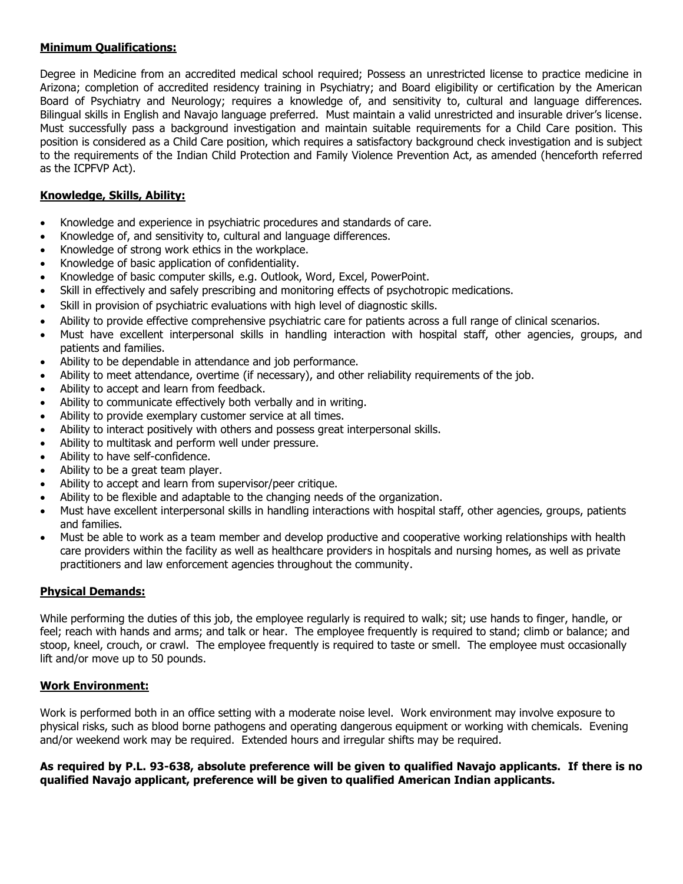**Minimum Qualifications:**

Degree in Medicine from an accredited medical school required; Possess an unrestricted license to practice medicine in Arizona; completion of accredited residency training in Psychiatry; and Board eligibility or certification by the American Board of Psychiatry and Neurology; requires a knowledge of, and sensitivity to, cultural and language differences. Bilingual skills in English and Navajo language preferred. Must maintain a valid unrestricted and insurable driver's license. Must successfully pass a background investigation and maintain suitable requirements for a Child Care position. This position is considered as a Child Care position, which requires a satisfactory background check investigation and is subject to the requirements of the Indian Child Protection and Family Violence Prevention Act, as amended (henceforth referred as the ICPFVP Act).

**Knowledge, Skills, Ability:**

- Knowledge and experience in psychiatric procedures and standards of care.
- Knowledge of, and sensitivity to, cultural and language differences.
- Knowledge of strong work ethics in the workplace.
- Knowledge of basic application of confidentiality.
- Knowledge of basic computer skills, e.g. Outlook, Word, Excel, PowerPoint.
- Skill in effectively and safely prescribing and monitoring effects of psychotropic medications.
- Skill in provision of psychiatric evaluations with high level of diagnostic skills.
- Ability to provide effective comprehensive psychiatric care for patients across a full range of clinical scenarios.
- Must have excellent interpersonal skills in handling interaction with hospital staff, other agencies, groups, and patients and families.
- Ability to be dependable in attendance and job performance.
- Ability to meet attendance, overtime (if necessary), and other reliability requirements of the job.
- Ability to accept and learn from feedback.
- Ability to communicate effectively both verbally and in writing.
- Ability to provide exemplary customer service at all times.
- Ability to interact positively with others and possess great interpersonal skills.
- Ability to multitask and perform well under pressure.
- Ability to have self-confidence.
- Ability to be a great team player.
- Ability to accept and learn from supervisor/peer critique.
- Ability to be flexible and adaptable to the changing needs of the organization.
- Must have excellent interpersonal skills in handling interactions with hospital staff, other agencies, groups, patients and families.
- Must be able to work as a team member and develop productive and cooperative working relationships with health care providers within the facility as well as healthcare providers in hospitals and nursing homes, as well as private practitioners and law enforcement agencies throughout the community.

**Physical Demands:**

While performing the duties of this job, the employee regularly is required to walk; sit; use hands to finger, handle, or feel; reach with hands and arms; and talk or hear. The employee frequently is required to stand; climb or balance; and stoop, kneel, crouch, or crawl. The employee frequently is required to taste or smell. The employee must occasionally lift and/or move up to 50 pounds.

**Work Environment:**

Work is performed both in an office setting with a moderate noise level. Work environment may involve exposure to physical risks, such as blood borne pathogens and operating dangerous equipment or working with chemicals. Evening and/or weekend work may be required. Extended hours and irregular shifts may be required.

**As required by P.L. 93-638, absolute preference will be given to qualified Navajo applicants. If there is no qualified Navajo applicant, preference will be given to qualified American Indian applicants.**